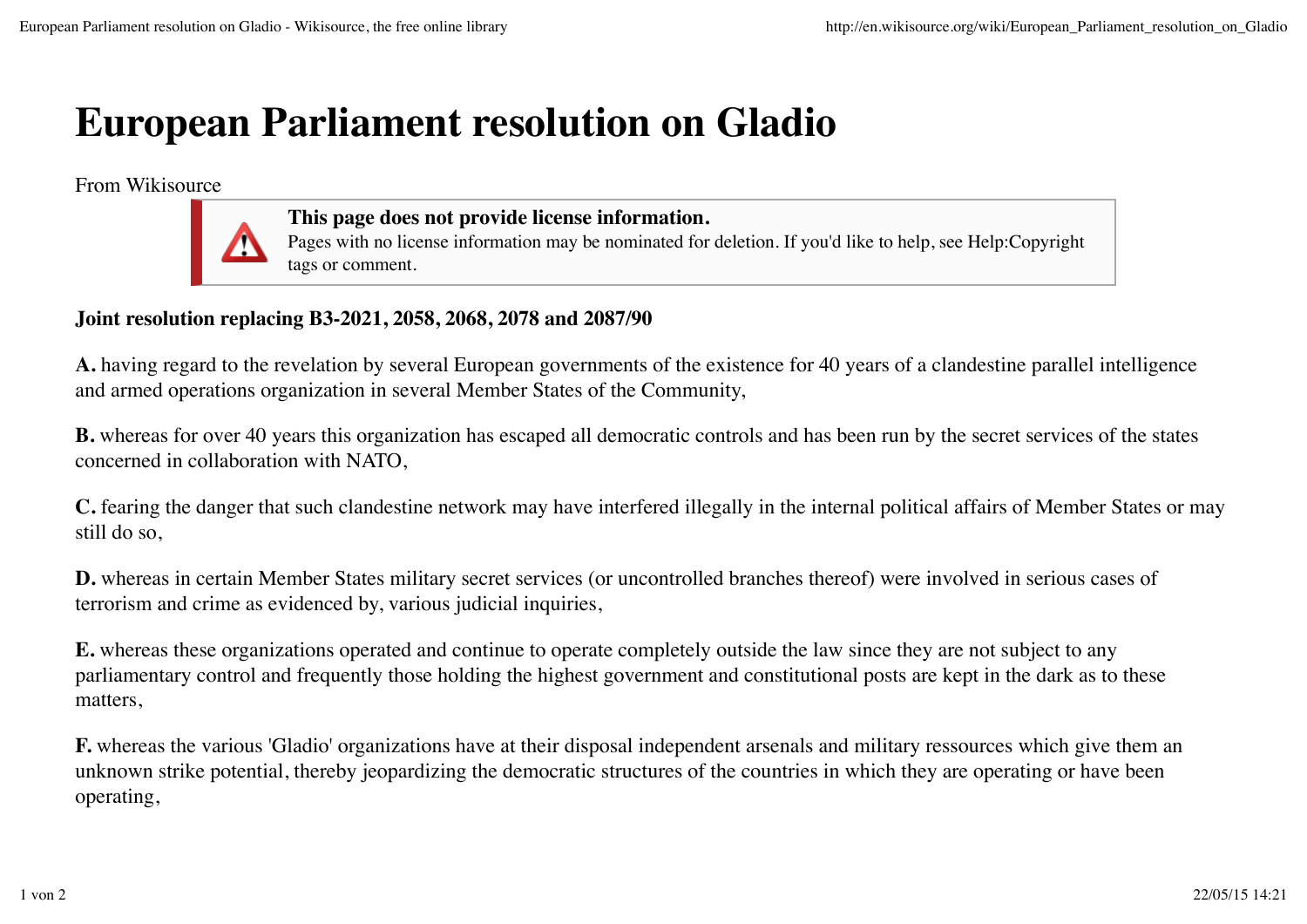# European Parliament resolution on Gladio

From Wikisource

> **This page does not provide license information.**
> Pages with no license information may be nominated for deletion. If you'd like to help, see Help:Copyright tags or comment.

**Joint resolution replacing B3-2021, 2058, 2068, 2078 and 2087/90**

**A.** having regard to the revelation by several European governments of the existence for 40 years of a clandestine parallel intelligence and armed operations organization in several Member States of the Community,

**B.** whereas for over 40 years this organization has escaped all democratic controls and has been run by the secret services of the states concerned in collaboration with NATO,

**C.** fearing the danger that such clandestine network may have interfered illegally in the internal political affairs of Member States or may still do so,

**D.** whereas in certain Member States military secret services (or uncontrolled branches thereof) were involved in serious cases of terrorism and crime as evidenced by, various judicial inquiries,

**E.** whereas these organizations operated and continue to operate completely outside the law since they are not subject to any parliamentary control and frequently those holding the highest government and constitutional posts are kept in the dark as to these matters,

**F.** whereas the various 'Gladio' organizations have at their disposal independent arsenals and military ressources which give them an unknown strike potential, thereby jeopardizing the democratic structures of the countries in which they are operating or have been operating,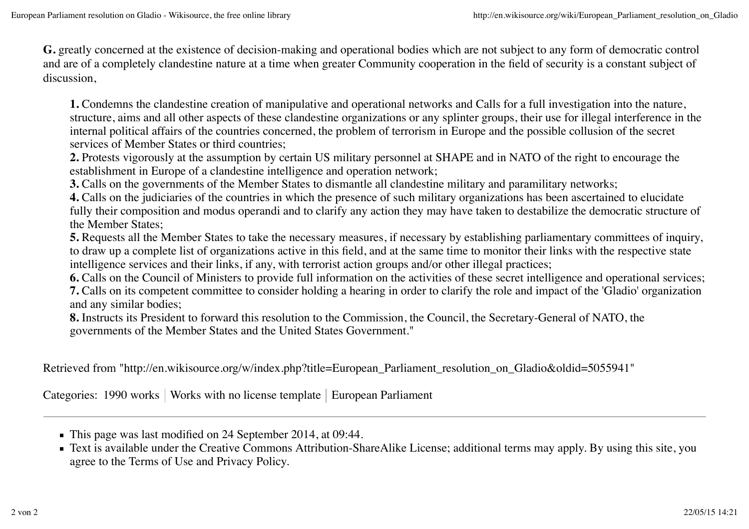**G.** greatly concerned at the existence of decision-making and operational bodies which are not subject to any form of democratic control and are of a completely clandestine nature at a time when greater Community cooperation in the field of security is a constant subject of discussion,

> **1.** Condemns the clandestine creation of manipulative and operational networks and Calls for a full investigation into the nature, structure, aims and all other aspects of these clandestine organizations or any splinter groups, their use for illegal interference in the internal political affairs of the countries concerned, the problem of terrorism in Europe and the possible collusion of the secret services of Member States or third countries;
> **2.** Protests vigorously at the assumption by certain US military personnel at SHAPE and in NATO of the right to encourage the establishment in Europe of a clandestine intelligence and operation network;
> **3.** Calls on the governments of the Member States to dismantle all clandestine military and paramilitary networks;
> **4.** Calls on the judiciaries of the countries in which the presence of such military organizations has been ascertained to elucidate fully their composition and modus operandi and to clarify any action they may have taken to destabilize the democratic structure of the Member States;
> **5.** Requests all the Member States to take the necessary measures, if necessary by establishing parliamentary committees of inquiry, to draw up a complete list of organizations active in this field, and at the same time to monitor their links with the respective state intelligence services and their links, if any, with terrorist action groups and/or other illegal practices;
> **6.** Calls on the Council of Ministers to provide full information on the activities of these secret intelligence and operational services;
> **7.** Calls on its competent committee to consider holding a hearing in order to clarify the role and impact of the 'Gladio' organization and any similar bodies;
> **8.** Instructs its President to forward this resolution to the Commission, the Council, the Secretary-General of NATO, the governments of the Member States and the United States Government."

Retrieved from "http://en.wikisource.org/w/index.php?title=European_Parliament_resolution_on_Gladio&oldid=5055941"

Categories: 1990 works | Works with no license template | European Parliament

---

- This page was last modified on 24 September 2014, at 09:44.
- Text is available under the Creative Commons Attribution-ShareAlike License; additional terms may apply. By using this site, you agree to the Terms of Use and Privacy Policy.